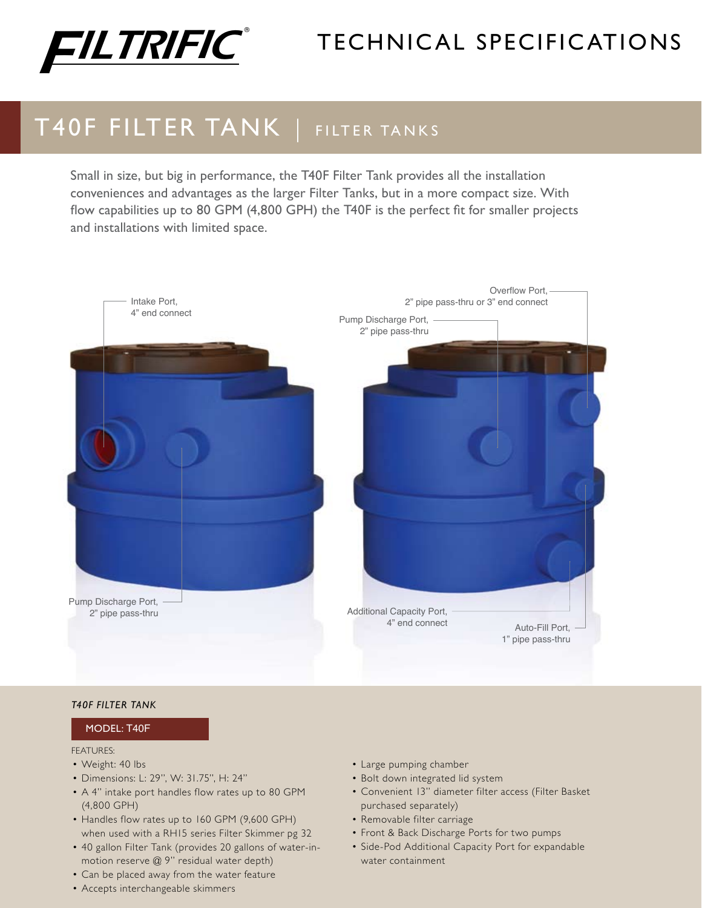# FILTRIFIC®

## TECHNICAL SPECIFICATIONS

# T40F FILTER TANK | FILTER TANKS

Small in size, but big in performance, the T40F Filter Tank provides all the installation conveniences and advantages as the larger Filter Tanks, but in a more compact size. With flow capabilities up to 80 GPM (4,800 GPH) the T40F is the perfect fit for smaller projects and installations with limited space.

Intake Port, 4" end connect

Pump Discharge Port, 2" pipe pass-thru

Overflow Port, 2" pipe pass-thru or 3" end connect

Pump Discharge Port, 2" pipe pass-thru

Additional Capacity Port, 4" end connect

Auto-Fill Port, 1" pipe pass-thru

*T40F FILTER TANK*

**MODEL: T40F**

FEATURES:

- Weight: 40 lbs
- Dimensions: L: 29", W: 31.75", H: 24"
- A 4" intake port handles flow rates up to 80 GPM (4,800 GPH)
- Handles flow rates up to 160 GPM (9,600 GPH) when used with a RH15 series Filter Skimmer pg 32
- 40 gallon Filter Tank (provides 20 gallons of water-in-motion reserve @ 9" residual water depth)
- Can be placed away from the water feature
- Accepts interchangeable skimmers
- Large pumping chamber
- Bolt down integrated lid system
- Convenient 13" diameter filter access (Filter Basket purchased separately)
- Removable filter carriage
- Front & Back Discharge Ports for two pumps
- Side-Pod Additional Capacity Port for expandable water containment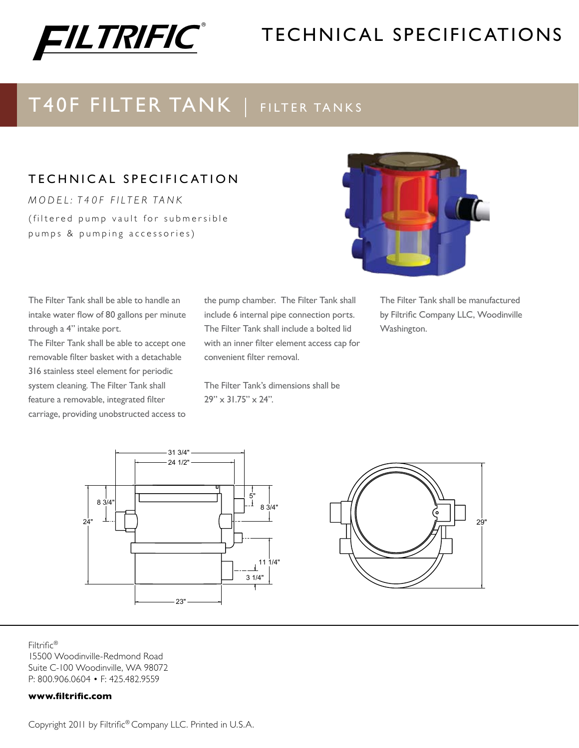# TECHNICAL SPECIFICATIONS

## T40F FILTER TANK | FILTER TANKS

### TECHNICAL SPECIFICATION

*MODEL: T40F FILTER TANK*

(filtered pump vault for submersible pumps & pumping accessories)

The Filter Tank shall be able to handle an intake water flow of 80 gallons per minute through a 4" intake port.

The Filter Tank shall be able to accept one removable filter basket with a detachable 316 stainless steel element for periodic system cleaning. The Filter Tank shall feature a removable, integrated filter carriage, providing unobstructed access to the pump chamber. The Filter Tank shall include 6 internal pipe connection ports. The Filter Tank shall include a bolted lid with an inner filter element access cap for convenient filter removal.

The Filter Tank's dimensions shall be 29" x 31.75" x 24".

The Filter Tank shall be manufactured by Filtrific Company LLC, Woodinville Washington.

31 3/4"
24 1/2"
8 3/4"
24"
5"
8 3/4"
11 1/4"
3 1/4"
23"
29"

Filtrific®
15500 Woodinville-Redmond Road
Suite C-100 Woodinville, WA 98072
P: 800.906.0604 • F: 425.482.9559

**www.filtrific.com**

Copyright 2011 by Filtrific® Company LLC. Printed in U.S.A.